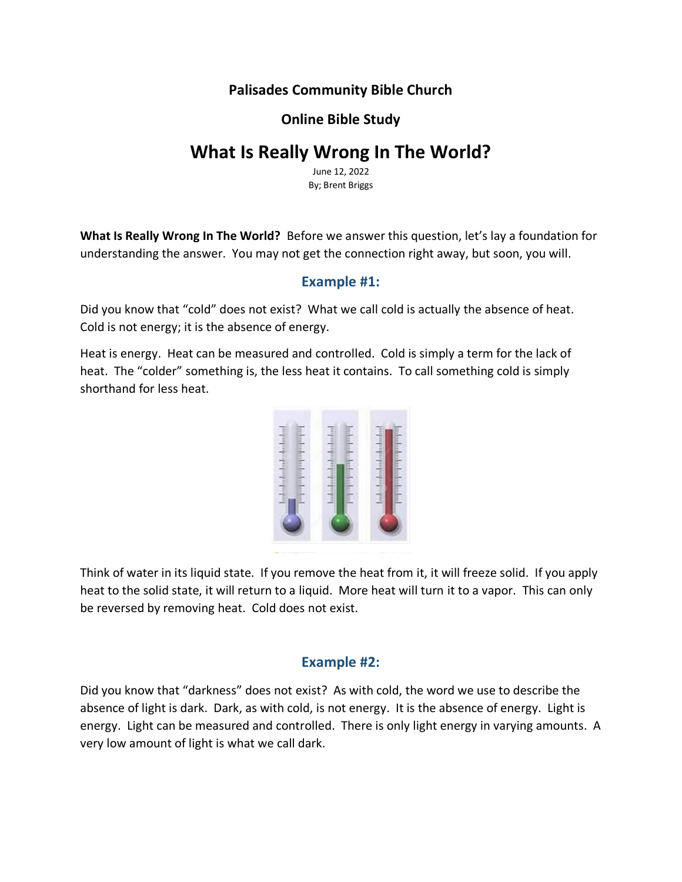**Palisades Community Bible Church**

**Online Bible Study**

# What Is Really Wrong In The World?

June 12, 2022
By; Brent Briggs

**What Is Really Wrong In The World?** Before we answer this question, let's lay a foundation for understanding the answer. You may not get the connection right away, but soon, you will.

## Example #1:

Did you know that "cold" does not exist? What we call cold is actually the absence of heat. Cold is not energy; it is the absence of energy.

Heat is energy. Heat can be measured and controlled. Cold is simply a term for the lack of heat. The "colder" something is, the less heat it contains. To call something cold is simply shorthand for less heat.

Think of water in its liquid state. If you remove the heat from it, it will freeze solid. If you apply heat to the solid state, it will return to a liquid. More heat will turn it to a vapor. This can only be reversed by removing heat. Cold does not exist.

## Example #2:

Did you know that "darkness" does not exist? As with cold, the word we use to describe the absence of light is dark. Dark, as with cold, is not energy. It is the absence of energy. Light is energy. Light can be measured and controlled. There is only light energy in varying amounts. A very low amount of light is what we call dark.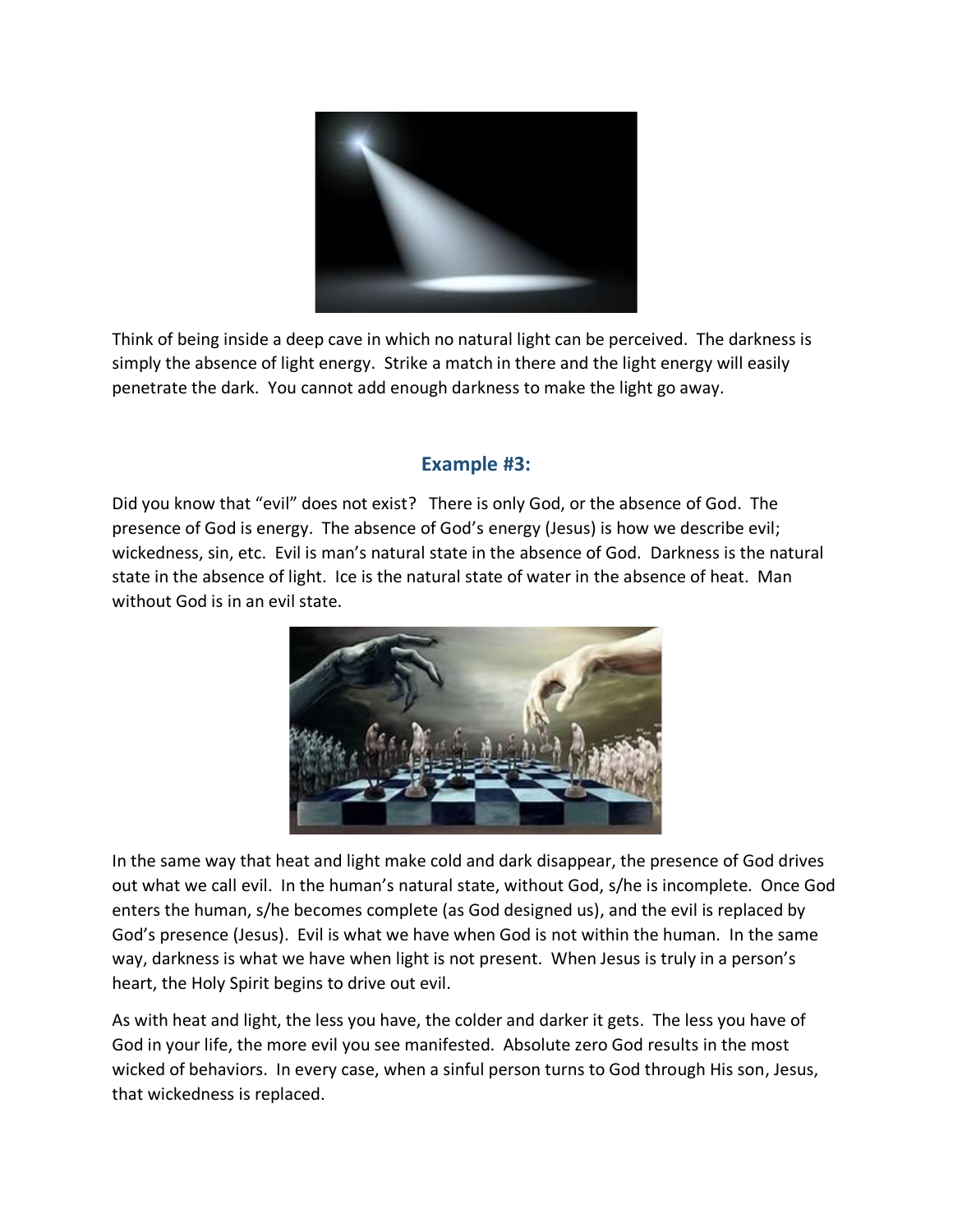Think of being inside a deep cave in which no natural light can be perceived. The darkness is simply the absence of light energy. Strike a match in there and the light energy will easily penetrate the dark. You cannot add enough darkness to make the light go away.

### Example #3:

Did you know that "evil" does not exist? There is only God, or the absence of God. The presence of God is energy. The absence of God's energy (Jesus) is how we describe evil; wickedness, sin, etc. Evil is man's natural state in the absence of God. Darkness is the natural state in the absence of light. Ice is the natural state of water in the absence of heat. Man without God is in an evil state.

In the same way that heat and light make cold and dark disappear, the presence of God drives out what we call evil. In the human's natural state, without God, s/he is incomplete. Once God enters the human, s/he becomes complete (as God designed us), and the evil is replaced by God's presence (Jesus). Evil is what we have when God is not within the human. In the same way, darkness is what we have when light is not present. When Jesus is truly in a person's heart, the Holy Spirit begins to drive out evil.

As with heat and light, the less you have, the colder and darker it gets. The less you have of God in your life, the more evil you see manifested. Absolute zero God results in the most wicked of behaviors. In every case, when a sinful person turns to God through His son, Jesus, that wickedness is replaced.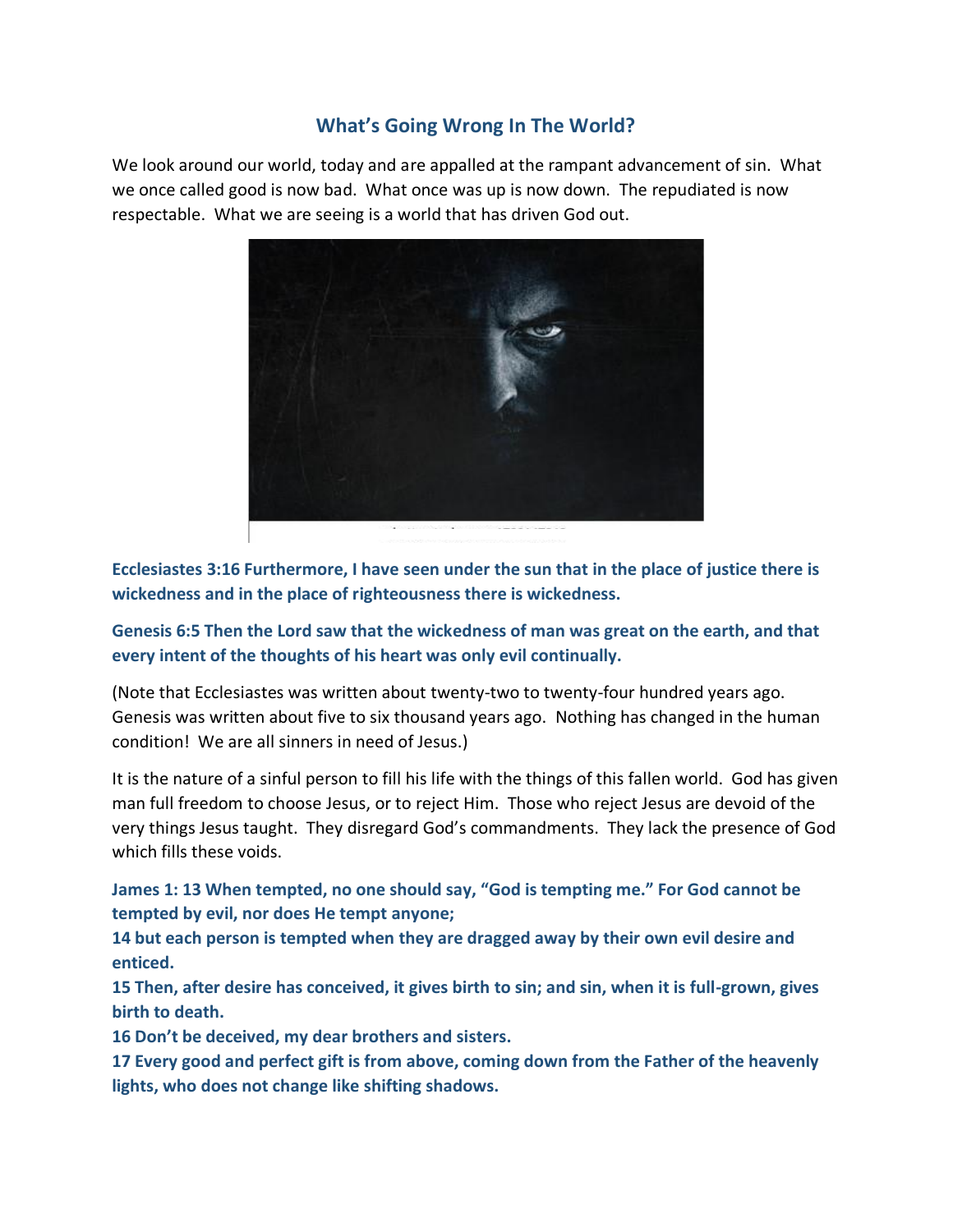## What's Going Wrong In The World?

We look around our world, today and are appalled at the rampant advancement of sin. What we once called good is now bad. What once was up is now down. The repudiated is now respectable. What we are seeing is a world that has driven God out.

**Ecclesiastes 3:16 Furthermore, I have seen under the sun that in the place of justice there is wickedness and in the place of righteousness there is wickedness.**

**Genesis 6:5 Then the Lord saw that the wickedness of man was great on the earth, and that every intent of the thoughts of his heart was only evil continually.**

(Note that Ecclesiastes was written about twenty-two to twenty-four hundred years ago. Genesis was written about five to six thousand years ago. Nothing has changed in the human condition! We are all sinners in need of Jesus.)

It is the nature of a sinful person to fill his life with the things of this fallen world. God has given man full freedom to choose Jesus, or to reject Him. Those who reject Jesus are devoid of the very things Jesus taught. They disregard God's commandments. They lack the presence of God which fills these voids.

**James 1: 13 When tempted, no one should say, "God is tempting me." For God cannot be tempted by evil, nor does He tempt anyone;**
**14 but each person is tempted when they are dragged away by their own evil desire and enticed.**
**15 Then, after desire has conceived, it gives birth to sin; and sin, when it is full-grown, gives birth to death.**
**16 Don't be deceived, my dear brothers and sisters.**
**17 Every good and perfect gift is from above, coming down from the Father of the heavenly lights, who does not change like shifting shadows.**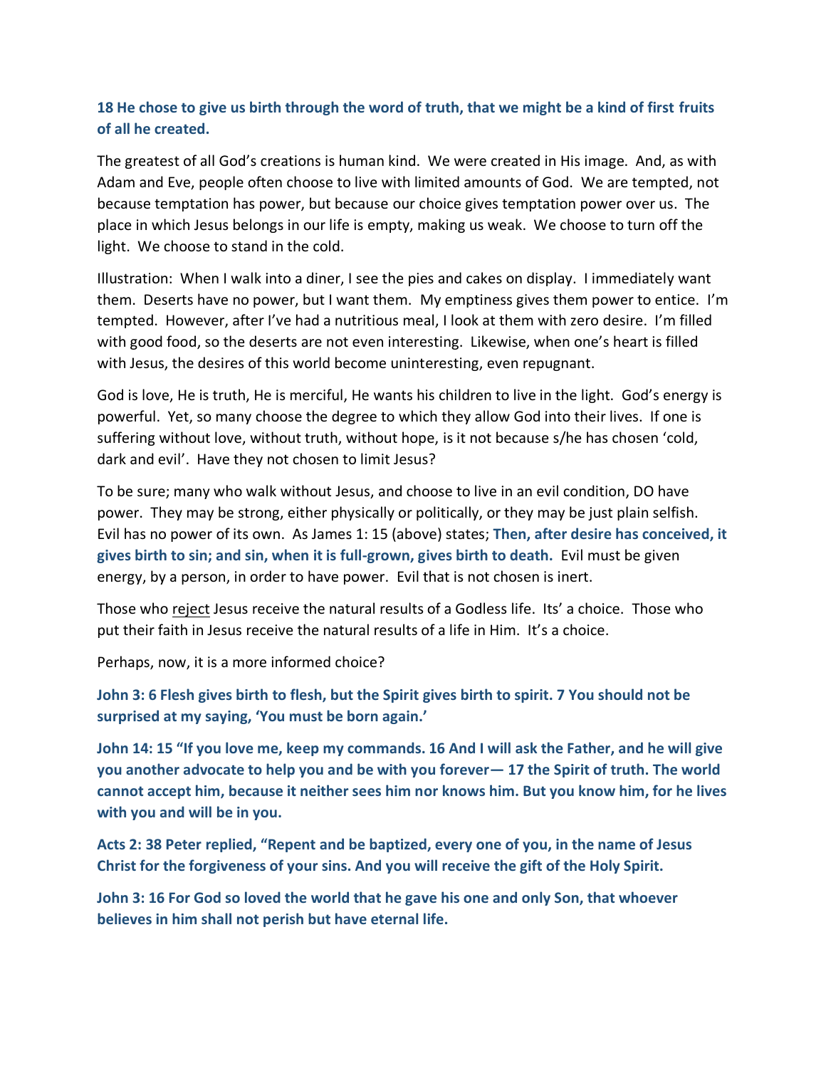**18 He chose to give us birth through the word of truth, that we might be a kind of first fruits of all he created.**

The greatest of all God's creations is human kind. We were created in His image. And, as with Adam and Eve, people often choose to live with limited amounts of God. We are tempted, not because temptation has power, but because our choice gives temptation power over us. The place in which Jesus belongs in our life is empty, making us weak. We choose to turn off the light. We choose to stand in the cold.

Illustration: When I walk into a diner, I see the pies and cakes on display. I immediately want them. Deserts have no power, but I want them. My emptiness gives them power to entice. I'm tempted. However, after I've had a nutritious meal, I look at them with zero desire. I'm filled with good food, so the deserts are not even interesting. Likewise, when one's heart is filled with Jesus, the desires of this world become uninteresting, even repugnant.

God is love, He is truth, He is merciful, He wants his children to live in the light. God's energy is powerful. Yet, so many choose the degree to which they allow God into their lives. If one is suffering without love, without truth, without hope, is it not because s/he has chosen 'cold, dark and evil'. Have they not chosen to limit Jesus?

To be sure; many who walk without Jesus, and choose to live in an evil condition, DO have power. They may be strong, either physically or politically, or they may be just plain selfish. Evil has no power of its own. As James 1: 15 (above) states; **Then, after desire has conceived, it gives birth to sin; and sin, when it is full-grown, gives birth to death.** Evil must be given energy, by a person, in order to have power. Evil that is not chosen is inert.

Those who <u>reject</u> Jesus receive the natural results of a Godless life. Its' a choice. Those who put their faith in Jesus receive the natural results of a life in Him. It's a choice.

Perhaps, now, it is a more informed choice?

**John 3: 6 Flesh gives birth to flesh, but the Spirit gives birth to spirit. 7 You should not be surprised at my saying, 'You must be born again.'**

**John 14: 15 "If you love me, keep my commands. 16 And I will ask the Father, and he will give you another advocate to help you and be with you forever— 17 the Spirit of truth. The world cannot accept him, because it neither sees him nor knows him. But you know him, for he lives with you and will be in you.**

**Acts 2: 38 Peter replied, "Repent and be baptized, every one of you, in the name of Jesus Christ for the forgiveness of your sins. And you will receive the gift of the Holy Spirit.**

**John 3: 16 For God so loved the world that he gave his one and only Son, that whoever believes in him shall not perish but have eternal life.**